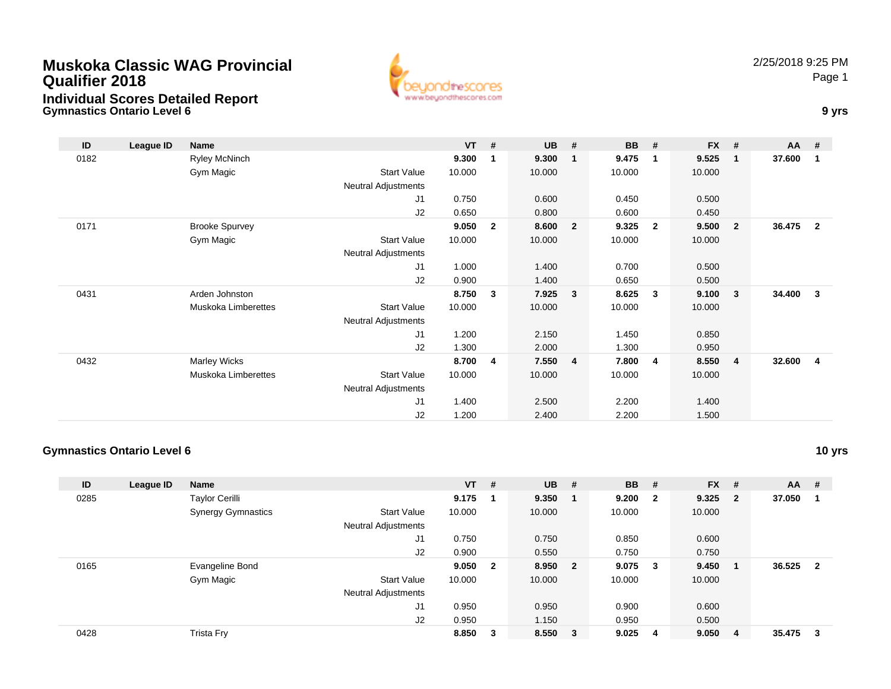# Muskoka Classic WAG Provincial Qualifier 2018

## Individual Scores Detailed Report

### Gymnastics Ontario Level 6

**9 yrs**

| ID | League ID | Name | | VT | # | UB | # | BB | # | FX | # | AA | # |
|---|---|---|---|---|---|---|---|---|---|---|---|---|---|
| 0182 | | Ryley McNinch | | **9.300** | **1** | **9.300** | **1** | **9.475** | **1** | **9.525** | **1** | **37.600** | **1** |
| | | Gym Magic | Start Value | 10.000 | | 10.000 | | 10.000 | | 10.000 | | | |
| | | | Neutral Adjustments | | | | | | | | | | |
| | | | J1 | 0.750 | | 0.600 | | 0.450 | | 0.500 | | | |
| | | | J2 | 0.650 | | 0.800 | | 0.600 | | 0.450 | | | |
| 0171 | | Brooke Spurvey | | **9.050** | **2** | **8.600** | **2** | **9.325** | **2** | **9.500** | **2** | **36.475** | **2** |
| | | Gym Magic | Start Value | 10.000 | | 10.000 | | 10.000 | | 10.000 | | | |
| | | | Neutral Adjustments | | | | | | | | | | |
| | | | J1 | 1.000 | | 1.400 | | 0.700 | | 0.500 | | | |
| | | | J2 | 0.900 | | 1.400 | | 0.650 | | 0.500 | | | |
| 0431 | | Arden Johnston | | **8.750** | **3** | **7.925** | **3** | **8.625** | **3** | **9.100** | **3** | **34.400** | **3** |
| | | Muskoka Limberettes | Start Value | 10.000 | | 10.000 | | 10.000 | | 10.000 | | | |
| | | | Neutral Adjustments | | | | | | | | | | |
| | | | J1 | 1.200 | | 2.150 | | 1.450 | | 0.850 | | | |
| | | | J2 | 1.300 | | 2.000 | | 1.300 | | 0.950 | | | |
| 0432 | | Marley Wicks | | **8.700** | **4** | **7.550** | **4** | **7.800** | **4** | **8.550** | **4** | **32.600** | **4** |
| | | Muskoka Limberettes | Start Value | 10.000 | | 10.000 | | 10.000 | | 10.000 | | | |
| | | | Neutral Adjustments | | | | | | | | | | |
| | | | J1 | 1.400 | | 2.500 | | 2.200 | | 1.400 | | | |
| | | | J2 | 1.200 | | 2.400 | | 2.200 | | 1.500 | | | |

### Gymnastics Ontario Level 6

**10 yrs**

| ID | League ID | Name | | VT | # | UB | # | BB | # | FX | # | AA | # |
|---|---|---|---|---|---|---|---|---|---|---|---|---|---|
| 0285 | | Taylor Cerilli | | **9.175** | **1** | **9.350** | **1** | **9.200** | **2** | **9.325** | **2** | **37.050** | **1** |
| | | Synergy Gymnastics | Start Value | 10.000 | | 10.000 | | 10.000 | | 10.000 | | | |
| | | | Neutral Adjustments | | | | | | | | | | |
| | | | J1 | 0.750 | | 0.750 | | 0.850 | | 0.600 | | | |
| | | | J2 | 0.900 | | 0.550 | | 0.750 | | 0.750 | | | |
| 0165 | | Evangeline Bond | | **9.050** | **2** | **8.950** | **2** | **9.075** | **3** | **9.450** | **1** | **36.525** | **2** |
| | | Gym Magic | Start Value | 10.000 | | 10.000 | | 10.000 | | 10.000 | | | |
| | | | Neutral Adjustments | | | | | | | | | | |
| | | | J1 | 0.950 | | 0.950 | | 0.900 | | 0.600 | | | |
| | | | J2 | 0.950 | | 1.150 | | 0.950 | | 0.500 | | | |
| 0428 | | Trista Fry | | **8.850** | **3** | **8.550** | **3** | **9.025** | **4** | **9.050** | **4** | **35.475** | **3** |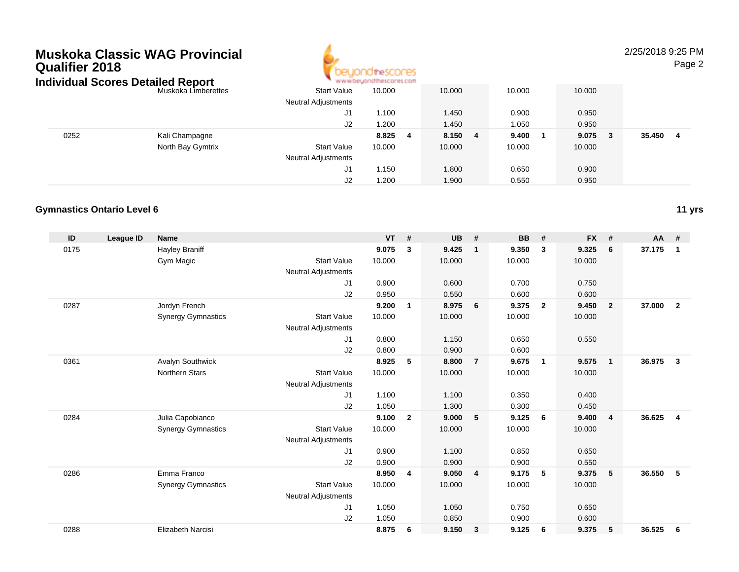# Muskoka Classic WAG Provincial Qualifier 2018

## Individual Scores Detailed Report

| ID | League ID | Name | | VT | # | UB | # | BB | # | FX | # | AA | # |
|---|---|---|---|---|---|---|---|---|---|---|---|---|---|
| | | Muskoka Limberettes | Start Value | 10.000 | | 10.000 | | 10.000 | | 10.000 | | | |
| | | | Neutral Adjustments | | | | | | | | | | |
| | | | J1 | 1.100 | | 1.450 | | 0.900 | | 0.950 | | | |
| | | | J2 | 1.200 | | 1.450 | | 1.050 | | 0.950 | | | |
| 0252 | | Kali Champagne | | 8.825 | 4 | 8.150 | 4 | 9.400 | 1 | 9.075 | 3 | 35.450 | 4 |
| | | North Bay Gymtrix | Start Value | 10.000 | | 10.000 | | 10.000 | | 10.000 | | | |
| | | | Neutral Adjustments | | | | | | | | | | |
| | | | J1 | 1.150 | | 1.800 | | 0.650 | | 0.900 | | | |
| | | | J2 | 1.200 | | 1.900 | | 0.550 | | 0.950 | | | |

### Gymnastics Ontario Level 6

**11 yrs**

| ID | League ID | Name | | VT | # | UB | # | BB | # | FX | # | AA | # |
|---|---|---|---|---|---|---|---|---|---|---|---|---|---|
| 0175 | | Hayley Braniff | | 9.075 | 3 | 9.425 | 1 | 9.350 | 3 | 9.325 | 6 | 37.175 | 1 |
| | | Gym Magic | Start Value | 10.000 | | 10.000 | | 10.000 | | 10.000 | | | |
| | | | Neutral Adjustments | | | | | | | | | | |
| | | | J1 | 0.900 | | 0.600 | | 0.700 | | 0.750 | | | |
| | | | J2 | 0.950 | | 0.550 | | 0.600 | | 0.600 | | | |
| 0287 | | Jordyn French | | 9.200 | 1 | 8.975 | 6 | 9.375 | 2 | 9.450 | 2 | 37.000 | 2 |
| | | Synergy Gymnastics | Start Value | 10.000 | | 10.000 | | 10.000 | | 10.000 | | | |
| | | | Neutral Adjustments | | | | | | | | | | |
| | | | J1 | 0.800 | | 1.150 | | 0.650 | | 0.550 | | | |
| | | | J2 | 0.800 | | 0.900 | | 0.600 | | | | | |
| 0361 | | Avalyn Southwick | | 8.925 | 5 | 8.800 | 7 | 9.675 | 1 | 9.575 | 1 | 36.975 | 3 |
| | | Northern Stars | Start Value | 10.000 | | 10.000 | | 10.000 | | 10.000 | | | |
| | | | Neutral Adjustments | | | | | | | | | | |
| | | | J1 | 1.100 | | 1.100 | | 0.350 | | 0.400 | | | |
| | | | J2 | 1.050 | | 1.300 | | 0.300 | | 0.450 | | | |
| 0284 | | Julia Capobianco | | 9.100 | 2 | 9.000 | 5 | 9.125 | 6 | 9.400 | 4 | 36.625 | 4 |
| | | Synergy Gymnastics | Start Value | 10.000 | | 10.000 | | 10.000 | | 10.000 | | | |
| | | | Neutral Adjustments | | | | | | | | | | |
| | | | J1 | 0.900 | | 1.100 | | 0.850 | | 0.650 | | | |
| | | | J2 | 0.900 | | 0.900 | | 0.900 | | 0.550 | | | |
| 0286 | | Emma Franco | | 8.950 | 4 | 9.050 | 4 | 9.175 | 5 | 9.375 | 5 | 36.550 | 5 |
| | | Synergy Gymnastics | Start Value | 10.000 | | 10.000 | | 10.000 | | 10.000 | | | |
| | | | Neutral Adjustments | | | | | | | | | | |
| | | | J1 | 1.050 | | 1.050 | | 0.750 | | 0.650 | | | |
| | | | J2 | 1.050 | | 0.850 | | 0.900 | | 0.600 | | | |
| 0288 | | Elizabeth Narcisi | | 8.875 | 6 | 9.150 | 3 | 9.125 | 6 | 9.375 | 5 | 36.525 | 6 |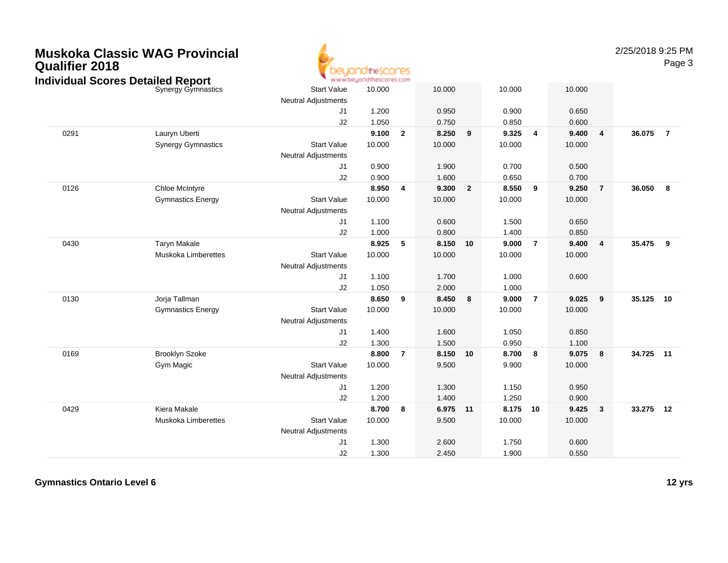# Muskoka Classic WAG Provincial Qualifier 2018

## Individual Scores Detailed Report

| | | | | | | | | | | | | |
|---|---|---|---|---|---|---|---|---|---|---|---|---|
| | Synergy Gymnastics | Start Value | 10.000 | | 10.000 | | 10.000 | | 10.000 | | | |
| | | Neutral Adjustments | | | | | | | | | | |
| | | J1 | 1.200 | | 0.950 | | 0.900 | | 0.650 | | | |
| | | J2 | 1.050 | | 0.750 | | 0.850 | | 0.600 | | | |
| 0291 | Lauryn Uberti | | **9.100** | **2** | **8.250** | **9** | **9.325** | **4** | **9.400** | **4** | **36.075** | **7** |
| | Synergy Gymnastics | Start Value | 10.000 | | 10.000 | | 10.000 | | 10.000 | | | |
| | | Neutral Adjustments | | | | | | | | | | |
| | | J1 | 0.900 | | 1.900 | | 0.700 | | 0.500 | | | |
| | | J2 | 0.900 | | 1.600 | | 0.650 | | 0.700 | | | |
| 0126 | Chloe McIntyre | | **8.950** | **4** | **9.300** | **2** | **8.550** | **9** | **9.250** | **7** | **36.050** | **8** |
| | Gymnastics Energy | Start Value | 10.000 | | 10.000 | | 10.000 | | 10.000 | | | |
| | | Neutral Adjustments | | | | | | | | | | |
| | | J1 | 1.100 | | 0.600 | | 1.500 | | 0.650 | | | |
| | | J2 | 1.000 | | 0.800 | | 1.400 | | 0.850 | | | |
| 0430 | Taryn Makale | | **8.925** | **5** | **8.150** | **10** | **9.000** | **7** | **9.400** | **4** | **35.475** | **9** |
| | Muskoka Limberettes | Start Value | 10.000 | | 10.000 | | 10.000 | | 10.000 | | | |
| | | Neutral Adjustments | | | | | | | | | | |
| | | J1 | 1.100 | | 1.700 | | 1.000 | | 0.600 | | | |
| | | J2 | 1.050 | | 2.000 | | 1.000 | | | | | |
| 0130 | Jorja Tallman | | **8.650** | **9** | **8.450** | **8** | **9.000** | **7** | **9.025** | **9** | **35.125** | **10** |
| | Gymnastics Energy | Start Value | 10.000 | | 10.000 | | 10.000 | | 10.000 | | | |
| | | Neutral Adjustments | | | | | | | | | | |
| | | J1 | 1.400 | | 1.600 | | 1.050 | | 0.850 | | | |
| | | J2 | 1.300 | | 1.500 | | 0.950 | | 1.100 | | | |
| 0169 | Brooklyn Szoke | | **8.800** | **7** | **8.150** | **10** | **8.700** | **8** | **9.075** | **8** | **34.725** | **11** |
| | Gym Magic | Start Value | 10.000 | | 9.500 | | 9.900 | | 10.000 | | | |
| | | Neutral Adjustments | | | | | | | | | | |
| | | J1 | 1.200 | | 1.300 | | 1.150 | | 0.950 | | | |
| | | J2 | 1.200 | | 1.400 | | 1.250 | | 0.900 | | | |
| 0429 | Kiera Makale | | **8.700** | **8** | **6.975** | **11** | **8.175** | **10** | **9.425** | **3** | **33.275** | **12** |
| | Muskoka Limberettes | Start Value | 10.000 | | 9.500 | | 10.000 | | 10.000 | | | |
| | | Neutral Adjustments | | | | | | | | | | |
| | | J1 | 1.300 | | 2.600 | | 1.750 | | 0.600 | | | |
| | | J2 | 1.300 | | 2.450 | | 1.900 | | 0.550 | | | |

**Gymnastics Ontario Level 6** **12 yrs**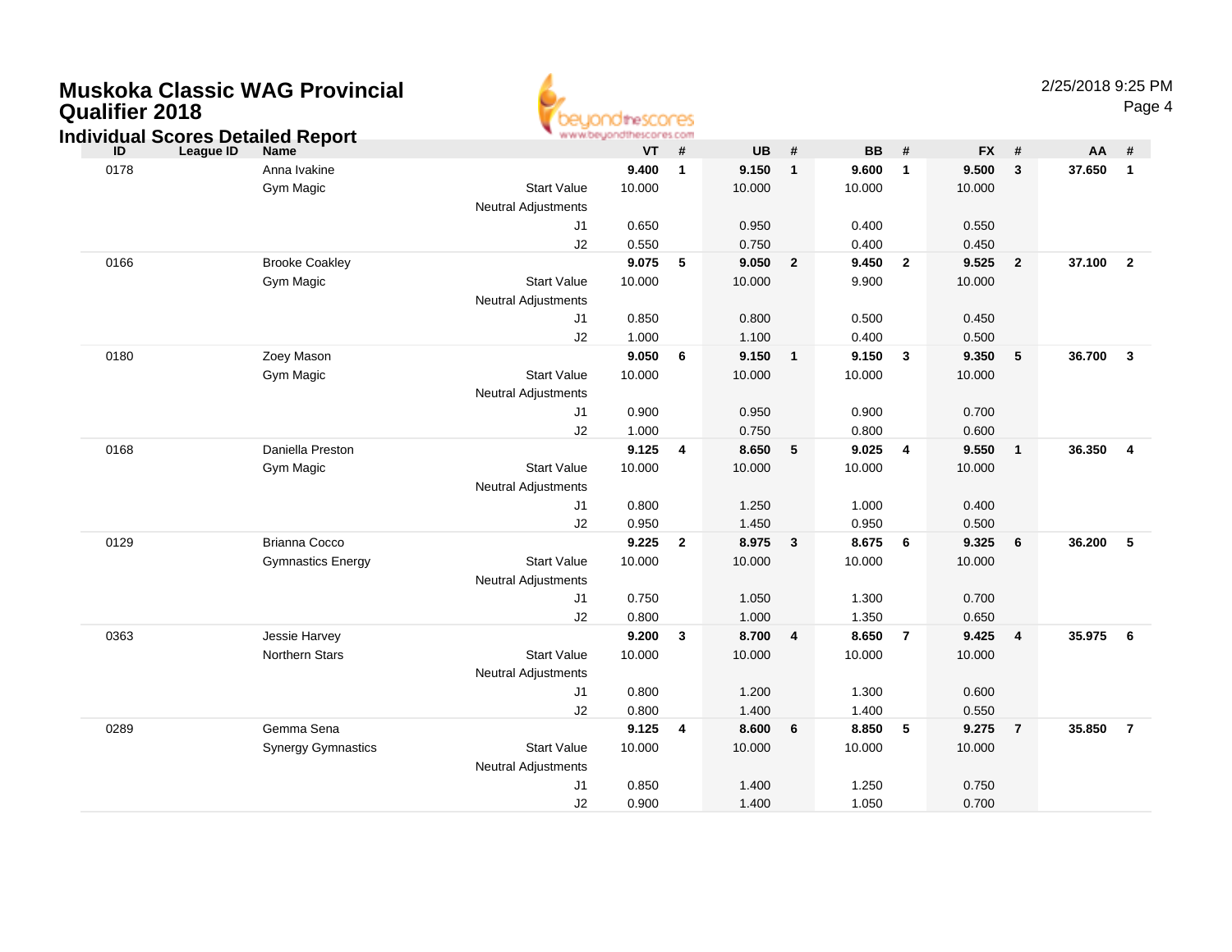# Muskoka Classic WAG Provincial Qualifier 2018

## Individual Scores Detailed Report

2/25/2018 9:25 PM

| ID | League ID | Name | | VT | # | UB | # | BB | # | FX | # | AA | # |
|---|---|---|---|---|---|---|---|---|---|---|---|---|---|
| 0178 | | Anna Ivakine | | **9.400** | **1** | **9.150** | **1** | **9.600** | **1** | **9.500** | **3** | **37.650** | **1** |
| | | Gym Magic | Start Value | 10.000 | | 10.000 | | 10.000 | | 10.000 | | | |
| | | | Neutral Adjustments | | | | | | | | | | |
| | | | J1 | 0.650 | | 0.950 | | 0.400 | | 0.550 | | | |
| | | | J2 | 0.550 | | 0.750 | | 0.400 | | 0.450 | | | |
| 0166 | | Brooke Coakley | | **9.075** | **5** | **9.050** | **2** | **9.450** | **2** | **9.525** | **2** | **37.100** | **2** |
| | | Gym Magic | Start Value | 10.000 | | 10.000 | | 9.900 | | 10.000 | | | |
| | | | Neutral Adjustments | | | | | | | | | | |
| | | | J1 | 0.850 | | 0.800 | | 0.500 | | 0.450 | | | |
| | | | J2 | 1.000 | | 1.100 | | 0.400 | | 0.500 | | | |
| 0180 | | Zoey Mason | | **9.050** | **6** | **9.150** | **1** | **9.150** | **3** | **9.350** | **5** | **36.700** | **3** |
| | | Gym Magic | Start Value | 10.000 | | 10.000 | | 10.000 | | 10.000 | | | |
| | | | Neutral Adjustments | | | | | | | | | | |
| | | | J1 | 0.900 | | 0.950 | | 0.900 | | 0.700 | | | |
| | | | J2 | 1.000 | | 0.750 | | 0.800 | | 0.600 | | | |
| 0168 | | Daniella Preston | | **9.125** | **4** | **8.650** | **5** | **9.025** | **4** | **9.550** | **1** | **36.350** | **4** |
| | | Gym Magic | Start Value | 10.000 | | 10.000 | | 10.000 | | 10.000 | | | |
| | | | Neutral Adjustments | | | | | | | | | | |
| | | | J1 | 0.800 | | 1.250 | | 1.000 | | 0.400 | | | |
| | | | J2 | 0.950 | | 1.450 | | 0.950 | | 0.500 | | | |
| 0129 | | Brianna Cocco | | **9.225** | **2** | **8.975** | **3** | **8.675** | **6** | **9.325** | **6** | **36.200** | **5** |
| | | Gymnastics Energy | Start Value | 10.000 | | 10.000 | | 10.000 | | 10.000 | | | |
| | | | Neutral Adjustments | | | | | | | | | | |
| | | | J1 | 0.750 | | 1.050 | | 1.300 | | 0.700 | | | |
| | | | J2 | 0.800 | | 1.000 | | 1.350 | | 0.650 | | | |
| 0363 | | Jessie Harvey | | **9.200** | **3** | **8.700** | **4** | **8.650** | **7** | **9.425** | **4** | **35.975** | **6** |
| | | Northern Stars | Start Value | 10.000 | | 10.000 | | 10.000 | | 10.000 | | | |
| | | | Neutral Adjustments | | | | | | | | | | |
| | | | J1 | 0.800 | | 1.200 | | 1.300 | | 0.600 | | | |
| | | | J2 | 0.800 | | 1.400 | | 1.400 | | 0.550 | | | |
| 0289 | | Gemma Sena | | **9.125** | **4** | **8.600** | **6** | **8.850** | **5** | **9.275** | **7** | **35.850** | **7** |
| | | Synergy Gymnastics | Start Value | 10.000 | | 10.000 | | 10.000 | | 10.000 | | | |
| | | | Neutral Adjustments | | | | | | | | | | |
| | | | J1 | 0.850 | | 1.400 | | 1.250 | | 0.750 | | | |
| | | | J2 | 0.900 | | 1.400 | | 1.050 | | 0.700 | | | |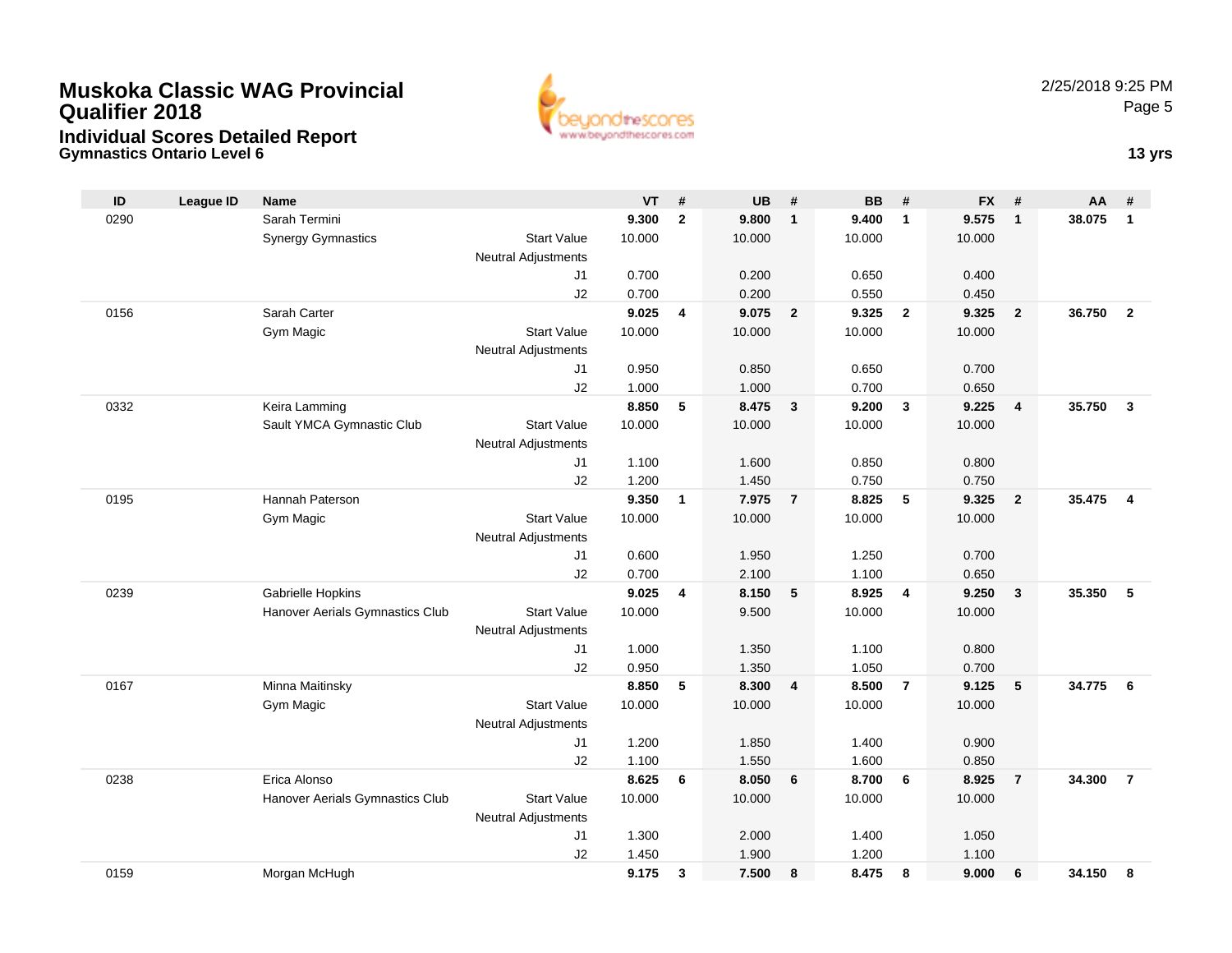# Muskoka Classic WAG Provincial Qualifier 2018

## Individual Scores Detailed Report

### Gymnastics Ontario Level 6

2/25/2018 9:25 PM

**13 yrs**

| ID | League ID | Name | | VT | # | UB | # | BB | # | FX | # | AA | # |
|---|---|---|---|---|---|---|---|---|---|---|---|---|---|
| 0290 | | Sarah Termini | | **9.300** | **2** | **9.800** | **1** | **9.400** | **1** | **9.575** | **1** | **38.075** | **1** |
| | | Synergy Gymnastics | Start Value | 10.000 | | 10.000 | | 10.000 | | 10.000 | | | |
| | | | Neutral Adjustments | | | | | | | | | | |
| | | | J1 | 0.700 | | 0.200 | | 0.650 | | 0.400 | | | |
| | | | J2 | 0.700 | | 0.200 | | 0.550 | | 0.450 | | | |
| 0156 | | Sarah Carter | | **9.025** | **4** | **9.075** | **2** | **9.325** | **2** | **9.325** | **2** | **36.750** | **2** |
| | | Gym Magic | Start Value | 10.000 | | 10.000 | | 10.000 | | 10.000 | | | |
| | | | Neutral Adjustments | | | | | | | | | | |
| | | | J1 | 0.950 | | 0.850 | | 0.650 | | 0.700 | | | |
| | | | J2 | 1.000 | | 1.000 | | 0.700 | | 0.650 | | | |
| 0332 | | Keira Lamming | | **8.850** | **5** | **8.475** | **3** | **9.200** | **3** | **9.225** | **4** | **35.750** | **3** |
| | | Sault YMCA Gymnastic Club | Start Value | 10.000 | | 10.000 | | 10.000 | | 10.000 | | | |
| | | | Neutral Adjustments | | | | | | | | | | |
| | | | J1 | 1.100 | | 1.600 | | 0.850 | | 0.800 | | | |
| | | | J2 | 1.200 | | 1.450 | | 0.750 | | 0.750 | | | |
| 0195 | | Hannah Paterson | | **9.350** | **1** | **7.975** | **7** | **8.825** | **5** | **9.325** | **2** | **35.475** | **4** |
| | | Gym Magic | Start Value | 10.000 | | 10.000 | | 10.000 | | 10.000 | | | |
| | | | Neutral Adjustments | | | | | | | | | | |
| | | | J1 | 0.600 | | 1.950 | | 1.250 | | 0.700 | | | |
| | | | J2 | 0.700 | | 2.100 | | 1.100 | | 0.650 | | | |
| 0239 | | Gabrielle Hopkins | | **9.025** | **4** | **8.150** | **5** | **8.925** | **4** | **9.250** | **3** | **35.350** | **5** |
| | | Hanover Aerials Gymnastics Club | Start Value | 10.000 | | 9.500 | | 10.000 | | 10.000 | | | |
| | | | Neutral Adjustments | | | | | | | | | | |
| | | | J1 | 1.000 | | 1.350 | | 1.100 | | 0.800 | | | |
| | | | J2 | 0.950 | | 1.350 | | 1.050 | | 0.700 | | | |
| 0167 | | Minna Maitinsky | | **8.850** | **5** | **8.300** | **4** | **8.500** | **7** | **9.125** | **5** | **34.775** | **6** |
| | | Gym Magic | Start Value | 10.000 | | 10.000 | | 10.000 | | 10.000 | | | |
| | | | Neutral Adjustments | | | | | | | | | | |
| | | | J1 | 1.200 | | 1.850 | | 1.400 | | 0.900 | | | |
| | | | J2 | 1.100 | | 1.550 | | 1.600 | | 0.850 | | | |
| 0238 | | Erica Alonso | | **8.625** | **6** | **8.050** | **6** | **8.700** | **6** | **8.925** | **7** | **34.300** | **7** |
| | | Hanover Aerials Gymnastics Club | Start Value | 10.000 | | 10.000 | | 10.000 | | 10.000 | | | |
| | | | Neutral Adjustments | | | | | | | | | | |
| | | | J1 | 1.300 | | 2.000 | | 1.400 | | 1.050 | | | |
| | | | J2 | 1.450 | | 1.900 | | 1.200 | | 1.100 | | | |
| 0159 | | Morgan McHugh | | **9.175** | **3** | **7.500** | **8** | **8.475** | **8** | **9.000** | **6** | **34.150** | **8** |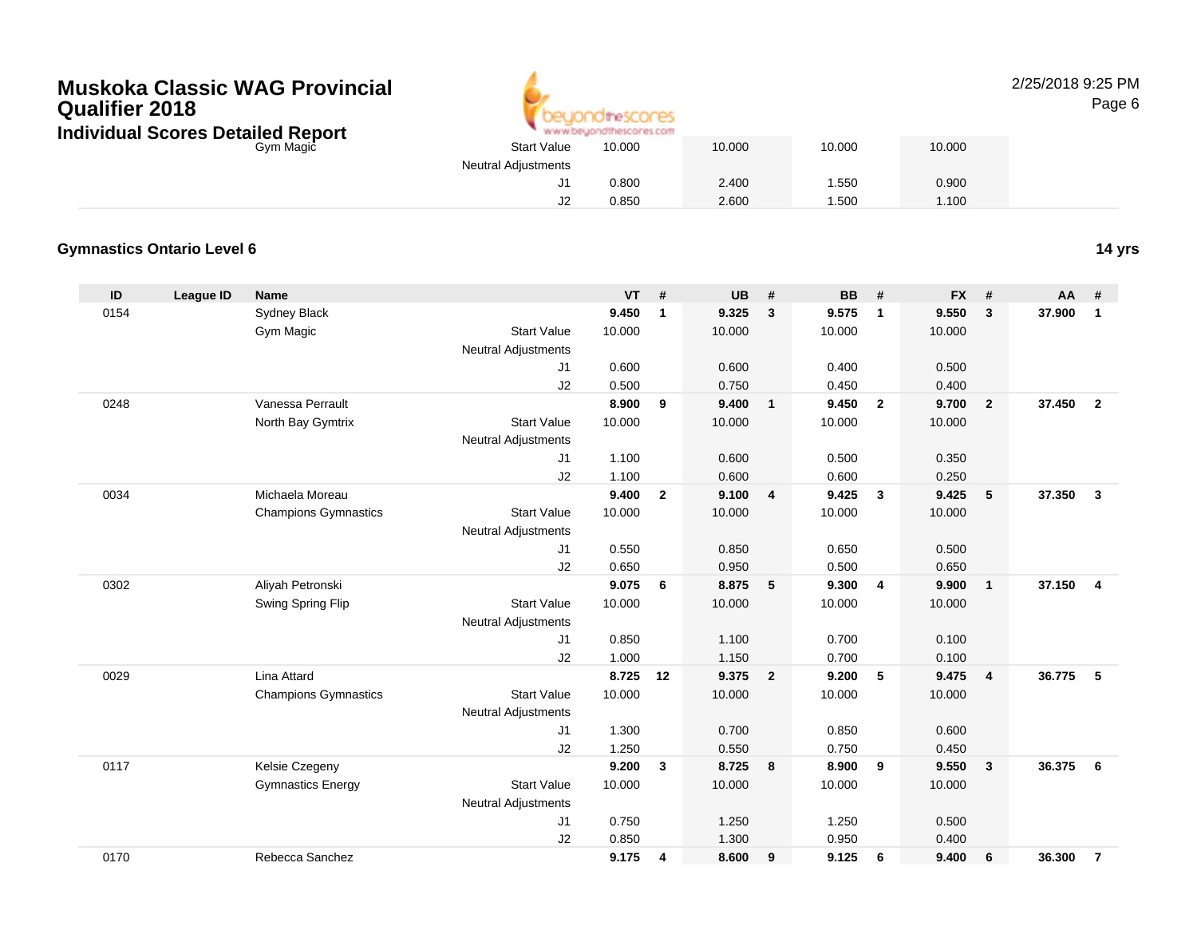# Muskoka Classic WAG Provincial Qualifier 2018

## Individual Scores Detailed Report

| | | | | VT | # | UB | # | BB | # | FX | # | AA | # |
|---|---|---|---|---|---|---|---|---|---|---|---|---|---|
| | | Gym Magic | Start Value | 10.000 | | 10.000 | | 10.000 | | 10.000 | | | |
| | | | Neutral Adjustments | | | | | | | | | | |
| | | | J1 | 0.800 | | 2.400 | | 1.550 | | 0.900 | | | |
| | | | J2 | 0.850 | | 2.600 | | 1.500 | | 1.100 | | | |

### Gymnastics Ontario Level 6

**14 yrs**

| ID | League ID | Name | | VT | # | UB | # | BB | # | FX | # | AA | # |
|---|---|---|---|---|---|---|---|---|---|---|---|---|---|
| 0154 | | Sydney Black | | **9.450** | **1** | **9.325** | **3** | **9.575** | **1** | **9.550** | **3** | **37.900** | **1** |
| | | Gym Magic | Start Value | 10.000 | | 10.000 | | 10.000 | | 10.000 | | | |
| | | | Neutral Adjustments | | | | | | | | | | |
| | | | J1 | 0.600 | | 0.600 | | 0.400 | | 0.500 | | | |
| | | | J2 | 0.500 | | 0.750 | | 0.450 | | 0.400 | | | |
| 0248 | | Vanessa Perrault | | **8.900** | **9** | **9.400** | **1** | **9.450** | **2** | **9.700** | **2** | **37.450** | **2** |
| | | North Bay Gymtrix | Start Value | 10.000 | | 10.000 | | 10.000 | | 10.000 | | | |
| | | | Neutral Adjustments | | | | | | | | | | |
| | | | J1 | 1.100 | | 0.600 | | 0.500 | | 0.350 | | | |
| | | | J2 | 1.100 | | 0.600 | | 0.600 | | 0.250 | | | |
| 0034 | | Michaela Moreau | | **9.400** | **2** | **9.100** | **4** | **9.425** | **3** | **9.425** | **5** | **37.350** | **3** |
| | | Champions Gymnastics | Start Value | 10.000 | | 10.000 | | 10.000 | | 10.000 | | | |
| | | | Neutral Adjustments | | | | | | | | | | |
| | | | J1 | 0.550 | | 0.850 | | 0.650 | | 0.500 | | | |
| | | | J2 | 0.650 | | 0.950 | | 0.500 | | 0.650 | | | |
| 0302 | | Aliyah Petronski | | **9.075** | **6** | **8.875** | **5** | **9.300** | **4** | **9.900** | **1** | **37.150** | **4** |
| | | Swing Spring Flip | Start Value | 10.000 | | 10.000 | | 10.000 | | 10.000 | | | |
| | | | Neutral Adjustments | | | | | | | | | | |
| | | | J1 | 0.850 | | 1.100 | | 0.700 | | 0.100 | | | |
| | | | J2 | 1.000 | | 1.150 | | 0.700 | | 0.100 | | | |
| 0029 | | Lina Attard | | **8.725** | **12** | **9.375** | **2** | **9.200** | **5** | **9.475** | **4** | **36.775** | **5** |
| | | Champions Gymnastics | Start Value | 10.000 | | 10.000 | | 10.000 | | 10.000 | | | |
| | | | Neutral Adjustments | | | | | | | | | | |
| | | | J1 | 1.300 | | 0.700 | | 0.850 | | 0.600 | | | |
| | | | J2 | 1.250 | | 0.550 | | 0.750 | | 0.450 | | | |
| 0117 | | Kelsie Czegeny | | **9.200** | **3** | **8.725** | **8** | **8.900** | **9** | **9.550** | **3** | **36.375** | **6** |
| | | Gymnastics Energy | Start Value | 10.000 | | 10.000 | | 10.000 | | 10.000 | | | |
| | | | Neutral Adjustments | | | | | | | | | | |
| | | | J1 | 0.750 | | 1.250 | | 1.250 | | 0.500 | | | |
| | | | J2 | 0.850 | | 1.300 | | 0.950 | | 0.400 | | | |
| 0170 | | Rebecca Sanchez | | **9.175** | **4** | **8.600** | **9** | **9.125** | **6** | **9.400** | **6** | **36.300** | **7** |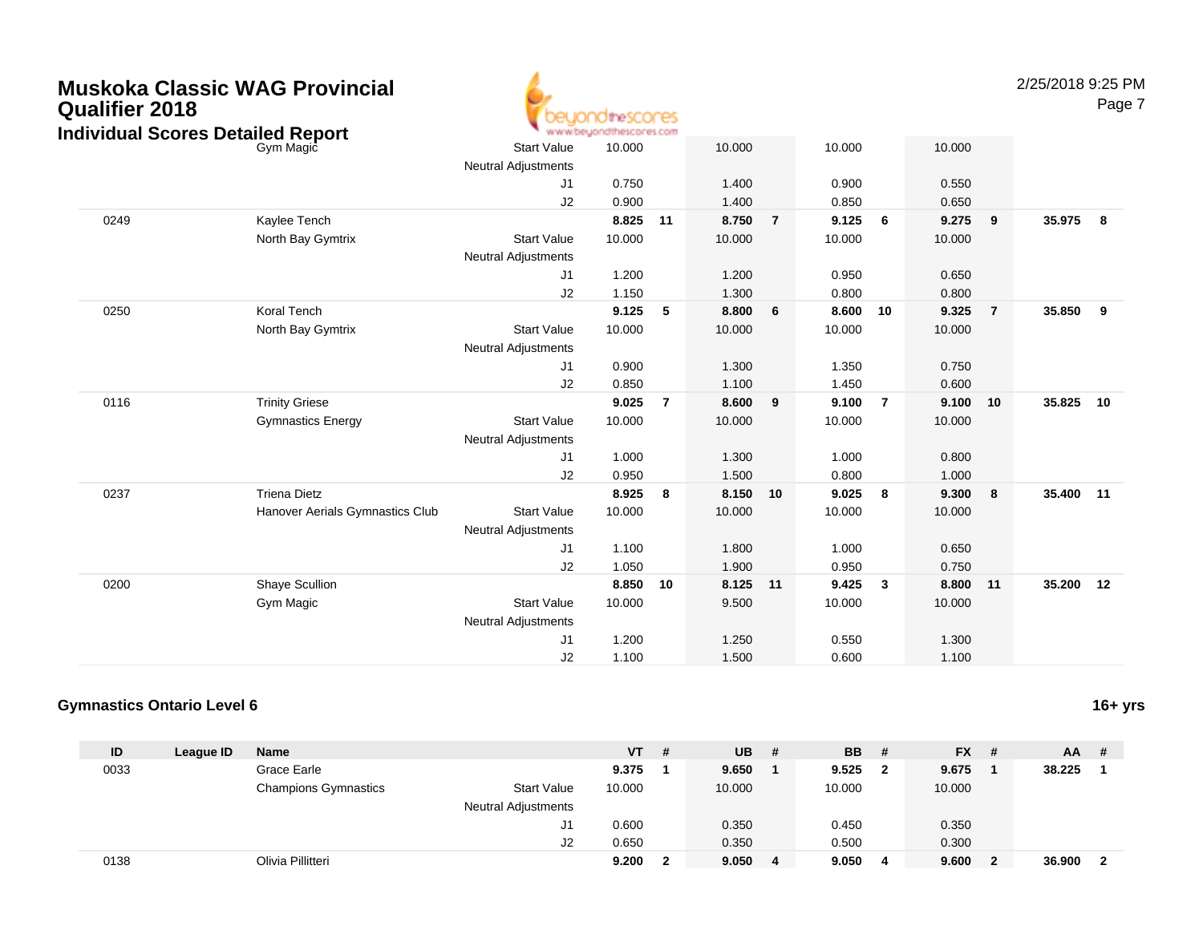# Muskoka Classic WAG Provincial Qualifier 2018

## Individual Scores Detailed Report

| ID | League ID | Name | | VT | # | UB | # | BB | # | FX | # | AA | # |
|---|---|---|---|---|---|---|---|---|---|---|---|---|---|
| | | Gym Magic | Start Value | 10.000 | | 10.000 | | 10.000 | | 10.000 | | | |
| | | | Neutral Adjustments | | | | | | | | | | |
| | | | J1 | 0.750 | | 1.400 | | 0.900 | | 0.550 | | | |
| | | | J2 | 0.900 | | 1.400 | | 0.850 | | 0.650 | | | |
| 0249 | | Kaylee Tench | | **8.825** | **11** | **8.750** | **7** | **9.125** | **6** | **9.275** | **9** | **35.975** | **8** |
| | | North Bay Gymtrix | Start Value | 10.000 | | 10.000 | | 10.000 | | 10.000 | | | |
| | | | Neutral Adjustments | | | | | | | | | | |
| | | | J1 | 1.200 | | 1.200 | | 0.950 | | 0.650 | | | |
| | | | J2 | 1.150 | | 1.300 | | 0.800 | | 0.800 | | | |
| 0250 | | Koral Tench | | **9.125** | **5** | **8.800** | **6** | **8.600** | **10** | **9.325** | **7** | **35.850** | **9** |
| | | North Bay Gymtrix | Start Value | 10.000 | | 10.000 | | 10.000 | | 10.000 | | | |
| | | | Neutral Adjustments | | | | | | | | | | |
| | | | J1 | 0.900 | | 1.300 | | 1.350 | | 0.750 | | | |
| | | | J2 | 0.850 | | 1.100 | | 1.450 | | 0.600 | | | |
| 0116 | | Trinity Griese | | **9.025** | **7** | **8.600** | **9** | **9.100** | **7** | **9.100** | **10** | **35.825** | **10** |
| | | Gymnastics Energy | Start Value | 10.000 | | 10.000 | | 10.000 | | 10.000 | | | |
| | | | Neutral Adjustments | | | | | | | | | | |
| | | | J1 | 1.000 | | 1.300 | | 1.000 | | 0.800 | | | |
| | | | J2 | 0.950 | | 1.500 | | 0.800 | | 1.000 | | | |
| 0237 | | Triena Dietz | | **8.925** | **8** | **8.150** | **10** | **9.025** | **8** | **9.300** | **8** | **35.400** | **11** |
| | | Hanover Aerials Gymnastics Club | Start Value | 10.000 | | 10.000 | | 10.000 | | 10.000 | | | |
| | | | Neutral Adjustments | | | | | | | | | | |
| | | | J1 | 1.100 | | 1.800 | | 1.000 | | 0.650 | | | |
| | | | J2 | 1.050 | | 1.900 | | 0.950 | | 0.750 | | | |
| 0200 | | Shaye Scullion | | **8.850** | **10** | **8.125** | **11** | **9.425** | **3** | **8.800** | **11** | **35.200** | **12** |
| | | Gym Magic | Start Value | 10.000 | | 9.500 | | 10.000 | | 10.000 | | | |
| | | | Neutral Adjustments | | | | | | | | | | |
| | | | J1 | 1.200 | | 1.250 | | 0.550 | | 1.300 | | | |
| | | | J2 | 1.100 | | 1.500 | | 0.600 | | 1.100 | | | |

### Gymnastics Ontario Level 6 — 16+ yrs

| ID | League ID | Name | | VT | # | UB | # | BB | # | FX | # | AA | # |
|---|---|---|---|---|---|---|---|---|---|---|---|---|---|
| 0033 | | Grace Earle | | **9.375** | **1** | **9.650** | **1** | **9.525** | **2** | **9.675** | **1** | **38.225** | **1** |
| | | Champions Gymnastics | Start Value | 10.000 | | 10.000 | | 10.000 | | 10.000 | | | |
| | | | Neutral Adjustments | | | | | | | | | | |
| | | | J1 | 0.600 | | 0.350 | | 0.450 | | 0.350 | | | |
| | | | J2 | 0.650 | | 0.350 | | 0.500 | | 0.300 | | | |
| 0138 | | Olivia Pillitteri | | **9.200** | **2** | **9.050** | **4** | **9.050** | **4** | **9.600** | **2** | **36.900** | **2** |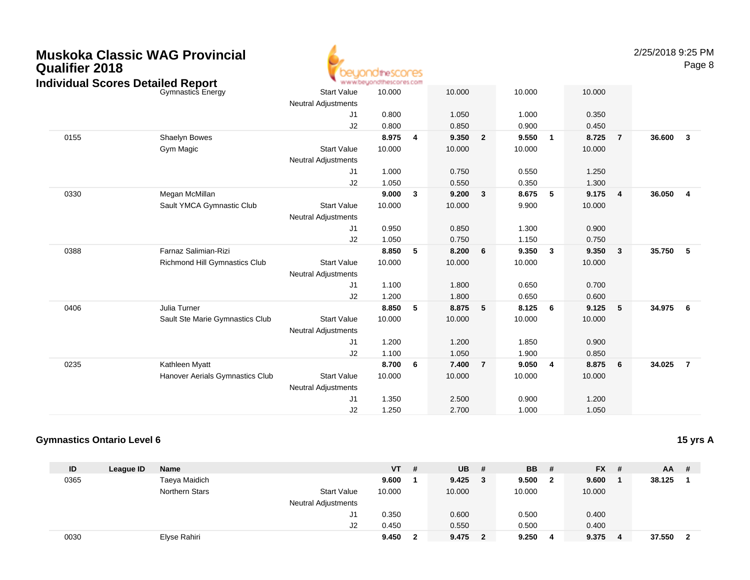# Muskoka Classic WAG Provincial Qualifier 2018

## Individual Scores Detailed Report

| ID | League ID | Name | | VT | # | UB | # | BB | # | FX | # | AA | # |
|---|---|---|---|---|---|---|---|---|---|---|---|---|---|
| | | Gymnastics Energy | Start Value | 10.000 | | 10.000 | | 10.000 | | 10.000 | | | |
| | | | Neutral Adjustments | | | | | | | | | | |
| | | | J1 | 0.800 | | 1.050 | | 1.000 | | 0.350 | | | |
| | | | J2 | 0.800 | | 0.850 | | 0.900 | | 0.450 | | | |
| 0155 | | Shaelyn Bowes | | **8.975** | **4** | **9.350** | **2** | **9.550** | **1** | **8.725** | **7** | **36.600** | **3** |
| | | Gym Magic | Start Value | 10.000 | | 10.000 | | 10.000 | | 10.000 | | | |
| | | | Neutral Adjustments | | | | | | | | | | |
| | | | J1 | 1.000 | | 0.750 | | 0.550 | | 1.250 | | | |
| | | | J2 | 1.050 | | 0.550 | | 0.350 | | 1.300 | | | |
| 0330 | | Megan McMillan | | **9.000** | **3** | **9.200** | **3** | **8.675** | **5** | **9.175** | **4** | **36.050** | **4** |
| | | Sault YMCA Gymnastic Club | Start Value | 10.000 | | 10.000 | | 9.900 | | 10.000 | | | |
| | | | Neutral Adjustments | | | | | | | | | | |
| | | | J1 | 0.950 | | 0.850 | | 1.300 | | 0.900 | | | |
| | | | J2 | 1.050 | | 0.750 | | 1.150 | | 0.750 | | | |
| 0388 | | Farnaz Salimian-Rizi | | **8.850** | **5** | **8.200** | **6** | **9.350** | **3** | **9.350** | **3** | **35.750** | **5** |
| | | Richmond Hill Gymnastics Club | Start Value | 10.000 | | 10.000 | | 10.000 | | 10.000 | | | |
| | | | Neutral Adjustments | | | | | | | | | | |
| | | | J1 | 1.100 | | 1.800 | | 0.650 | | 0.700 | | | |
| | | | J2 | 1.200 | | 1.800 | | 0.650 | | 0.600 | | | |
| 0406 | | Julia Turner | | **8.850** | **5** | **8.875** | **5** | **8.125** | **6** | **9.125** | **5** | **34.975** | **6** |
| | | Sault Ste Marie Gymnastics Club | Start Value | 10.000 | | 10.000 | | 10.000 | | 10.000 | | | |
| | | | Neutral Adjustments | | | | | | | | | | |
| | | | J1 | 1.200 | | 1.200 | | 1.850 | | 0.900 | | | |
| | | | J2 | 1.100 | | 1.050 | | 1.900 | | 0.850 | | | |
| 0235 | | Kathleen Myatt | | **8.700** | **6** | **7.400** | **7** | **9.050** | **4** | **8.875** | **6** | **34.025** | **7** |
| | | Hanover Aerials Gymnastics Club | Start Value | 10.000 | | 10.000 | | 10.000 | | 10.000 | | | |
| | | | Neutral Adjustments | | | | | | | | | | |
| | | | J1 | 1.350 | | 2.500 | | 0.900 | | 1.200 | | | |
| | | | J2 | 1.250 | | 2.700 | | 1.000 | | 1.050 | | | |

### Gymnastics Ontario Level 6

**15 yrs A**

| ID | League ID | Name | | VT | # | UB | # | BB | # | FX | # | AA | # |
|---|---|---|---|---|---|---|---|---|---|---|---|---|---|
| 0365 | | Taeya Maidich | | **9.600** | **1** | **9.425** | **3** | **9.500** | **2** | **9.600** | **1** | **38.125** | **1** |
| | | Northern Stars | Start Value | 10.000 | | 10.000 | | 10.000 | | 10.000 | | | |
| | | | Neutral Adjustments | | | | | | | | | | |
| | | | J1 | 0.350 | | 0.600 | | 0.500 | | 0.400 | | | |
| | | | J2 | 0.450 | | 0.550 | | 0.500 | | 0.400 | | | |
| 0030 | | Elyse Rahiri | | **9.450** | **2** | **9.475** | **2** | **9.250** | **4** | **9.375** | **4** | **37.550** | **2** |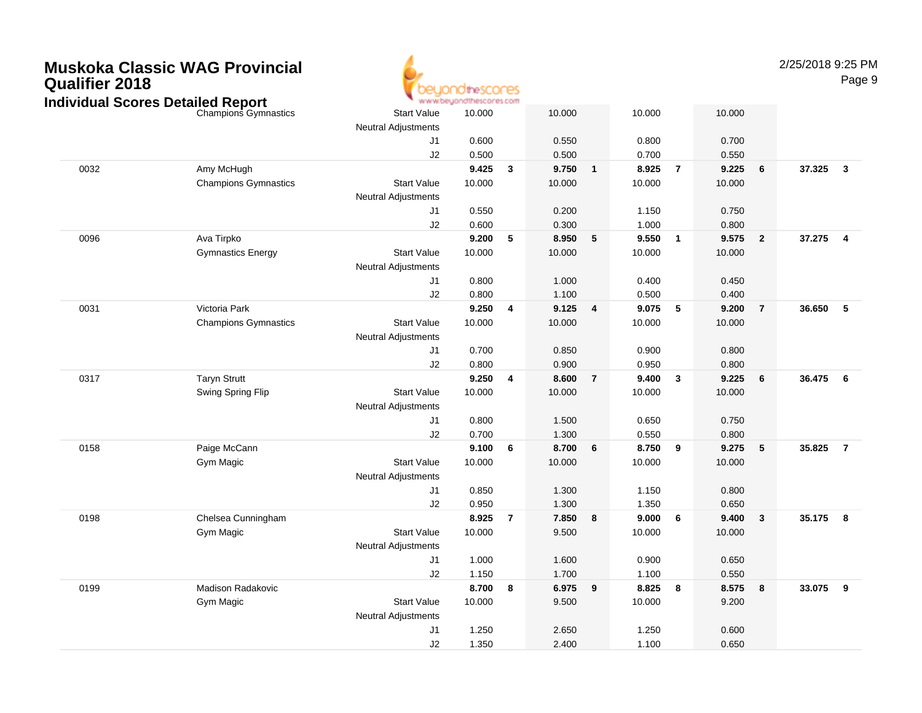# Muskoka Classic WAG Provincial Qualifier 2018

## Individual Scores Detailed Report

2/25/2018 9:25 PM

| # | Name / Club | | Vault | Rank | Bars | Rank | Beam | Rank | Floor | Rank | AA | Rank |
|---|---|---|---|---|---|---|---|---|---|---|---|---|
| | Champions Gymnastics | Start Value | 10.000 | | 10.000 | | 10.000 | | 10.000 | | | |
| | | Neutral Adjustments | | | | | | | | | | |
| | | J1 | 0.600 | | 0.550 | | 0.800 | | 0.700 | | | |
| | | J2 | 0.500 | | 0.500 | | 0.700 | | 0.550 | | | |
| 0032 | Amy McHugh | | **9.425** | **3** | **9.750** | **1** | **8.925** | **7** | **9.225** | **6** | **37.325** | **3** |
| | Champions Gymnastics | Start Value | 10.000 | | 10.000 | | 10.000 | | 10.000 | | | |
| | | Neutral Adjustments | | | | | | | | | | |
| | | J1 | 0.550 | | 0.200 | | 1.150 | | 0.750 | | | |
| | | J2 | 0.600 | | 0.300 | | 1.000 | | 0.800 | | | |
| 0096 | Ava Tirpko | | **9.200** | **5** | **8.950** | **5** | **9.550** | **1** | **9.575** | **2** | **37.275** | **4** |
| | Gymnastics Energy | Start Value | 10.000 | | 10.000 | | 10.000 | | 10.000 | | | |
| | | Neutral Adjustments | | | | | | | | | | |
| | | J1 | 0.800 | | 1.000 | | 0.400 | | 0.450 | | | |
| | | J2 | 0.800 | | 1.100 | | 0.500 | | 0.400 | | | |
| 0031 | Victoria Park | | **9.250** | **4** | **9.125** | **4** | **9.075** | **5** | **9.200** | **7** | **36.650** | **5** |
| | Champions Gymnastics | Start Value | 10.000 | | 10.000 | | 10.000 | | 10.000 | | | |
| | | Neutral Adjustments | | | | | | | | | | |
| | | J1 | 0.700 | | 0.850 | | 0.900 | | 0.800 | | | |
| | | J2 | 0.800 | | 0.900 | | 0.950 | | 0.800 | | | |
| 0317 | Taryn Strutt | | **9.250** | **4** | **8.600** | **7** | **9.400** | **3** | **9.225** | **6** | **36.475** | **6** |
| | Swing Spring Flip | Start Value | 10.000 | | 10.000 | | 10.000 | | 10.000 | | | |
| | | Neutral Adjustments | | | | | | | | | | |
| | | J1 | 0.800 | | 1.500 | | 0.650 | | 0.750 | | | |
| | | J2 | 0.700 | | 1.300 | | 0.550 | | 0.800 | | | |
| 0158 | Paige McCann | | **9.100** | **6** | **8.700** | **6** | **8.750** | **9** | **9.275** | **5** | **35.825** | **7** |
| | Gym Magic | Start Value | 10.000 | | 10.000 | | 10.000 | | 10.000 | | | |
| | | Neutral Adjustments | | | | | | | | | | |
| | | J1 | 0.850 | | 1.300 | | 1.150 | | 0.800 | | | |
| | | J2 | 0.950 | | 1.300 | | 1.350 | | 0.650 | | | |
| 0198 | Chelsea Cunningham | | **8.925** | **7** | **7.850** | **8** | **9.000** | **6** | **9.400** | **3** | **35.175** | **8** |
| | Gym Magic | Start Value | 10.000 | | 9.500 | | 10.000 | | 10.000 | | | |
| | | Neutral Adjustments | | | | | | | | | | |
| | | J1 | 1.000 | | 1.600 | | 0.900 | | 0.650 | | | |
| | | J2 | 1.150 | | 1.700 | | 1.100 | | 0.550 | | | |
| 0199 | Madison Radakovic | | **8.700** | **8** | **6.975** | **9** | **8.825** | **8** | **8.575** | **8** | **33.075** | **9** |
| | Gym Magic | Start Value | 10.000 | | 9.500 | | 10.000 | | 9.200 | | | |
| | | Neutral Adjustments | | | | | | | | | | |
| | | J1 | 1.250 | | 2.650 | | 1.250 | | 0.600 | | | |
| | | J2 | 1.350 | | 2.400 | | 1.100 | | 0.650 | | | |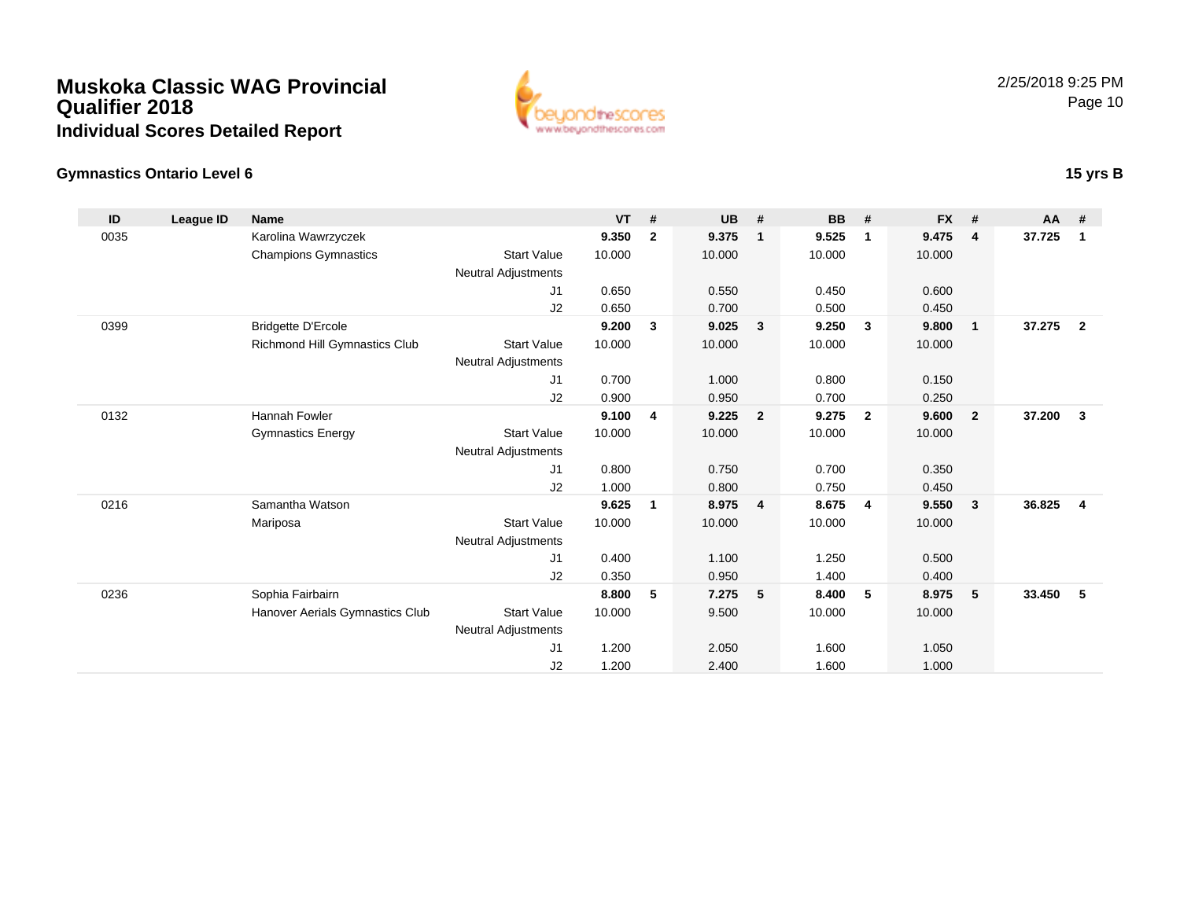# Muskoka Classic WAG Provincial Qualifier 2018

## Individual Scores Detailed Report

2/25/2018 9:25 PM

### Gymnastics Ontario Level 6

**15 yrs B**

| ID | League ID | Name | | VT | # | UB | # | BB | # | FX | # | AA | # |
|---|---|---|---|---|---|---|---|---|---|---|---|---|---|
| 0035 | | Karolina Wawrzyczek | | **9.350** | **2** | **9.375** | **1** | **9.525** | **1** | **9.475** | **4** | **37.725** | **1** |
| | | Champions Gymnastics | Start Value | 10.000 | | 10.000 | | 10.000 | | 10.000 | | | |
| | | | Neutral Adjustments | | | | | | | | | | |
| | | | J1 | 0.650 | | 0.550 | | 0.450 | | 0.600 | | | |
| | | | J2 | 0.650 | | 0.700 | | 0.500 | | 0.450 | | | |
| 0399 | | Bridgette D'Ercole | | **9.200** | **3** | **9.025** | **3** | **9.250** | **3** | **9.800** | **1** | **37.275** | **2** |
| | | Richmond Hill Gymnastics Club | Start Value | 10.000 | | 10.000 | | 10.000 | | 10.000 | | | |
| | | | Neutral Adjustments | | | | | | | | | | |
| | | | J1 | 0.700 | | 1.000 | | 0.800 | | 0.150 | | | |
| | | | J2 | 0.900 | | 0.950 | | 0.700 | | 0.250 | | | |
| 0132 | | Hannah Fowler | | **9.100** | **4** | **9.225** | **2** | **9.275** | **2** | **9.600** | **2** | **37.200** | **3** |
| | | Gymnastics Energy | Start Value | 10.000 | | 10.000 | | 10.000 | | 10.000 | | | |
| | | | Neutral Adjustments | | | | | | | | | | |
| | | | J1 | 0.800 | | 0.750 | | 0.700 | | 0.350 | | | |
| | | | J2 | 1.000 | | 0.800 | | 0.750 | | 0.450 | | | |
| 0216 | | Samantha Watson | | **9.625** | **1** | **8.975** | **4** | **8.675** | **4** | **9.550** | **3** | **36.825** | **4** |
| | | Mariposa | Start Value | 10.000 | | 10.000 | | 10.000 | | 10.000 | | | |
| | | | Neutral Adjustments | | | | | | | | | | |
| | | | J1 | 0.400 | | 1.100 | | 1.250 | | 0.500 | | | |
| | | | J2 | 0.350 | | 0.950 | | 1.400 | | 0.400 | | | |
| 0236 | | Sophia Fairbairn | | **8.800** | **5** | **7.275** | **5** | **8.400** | **5** | **8.975** | **5** | **33.450** | **5** |
| | | Hanover Aerials Gymnastics Club | Start Value | 10.000 | | 9.500 | | 10.000 | | 10.000 | | | |
| | | | Neutral Adjustments | | | | | | | | | | |
| | | | J1 | 1.200 | | 2.050 | | 1.600 | | 1.050 | | | |
| | | | J2 | 1.200 | | 2.400 | | 1.600 | | 1.000 | | | |